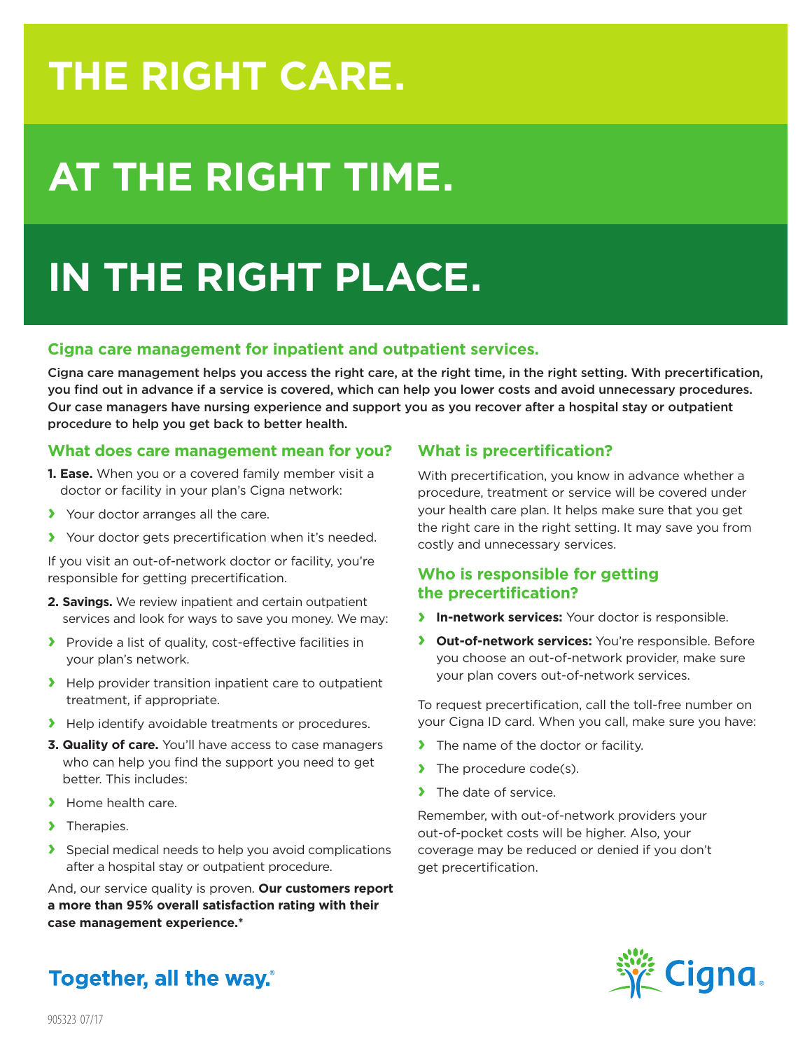# THE RIGHT CARE.

# AT THE RIGHT TIME.

# IN THE RIGHT PLACE.

## Cigna care management for inpatient and outpatient services.

**Cigna care management helps you access the right care, at the right time, in the right setting. With precertification, you find out in advance if a service is covered, which can help you lower costs and avoid unnecessary procedures. Our case managers have nursing experience and support you as you recover after a hospital stay or outpatient procedure to help you get back to better health.**

### What does care management mean for you?

1. **Ease.** When you or a covered family member visit a doctor or facility in your plan's Cigna network:

- Your doctor arranges all the care.
- Your doctor gets precertification when it's needed.

If you visit an out-of-network doctor or facility, you're responsible for getting precertification.

2. **Savings.** We review inpatient and certain outpatient services and look for ways to save you money. We may:

- Provide a list of quality, cost-effective facilities in your plan's network.
- Help provider transition inpatient care to outpatient treatment, if appropriate.
- Help identify avoidable treatments or procedures.

3. **Quality of care.** You'll have access to case managers who can help you find the support you need to get better. This includes:

- Home health care.
- Therapies.
- Special medical needs to help you avoid complications after a hospital stay or outpatient procedure.

And, our service quality is proven. **Our customers report a more than 95% overall satisfaction rating with their case management experience.***

### What is precertification?

With precertification, you know in advance whether a procedure, treatment or service will be covered under your health care plan. It helps make sure that you get the right care in the right setting. It may save you from costly and unnecessary services.

### Who is responsible for getting the precertification?

- **In-network services:** Your doctor is responsible.
- **Out-of-network services:** You're responsible. Before you choose an out-of-network provider, make sure your plan covers out-of-network services.

To request precertification, call the toll-free number on your Cigna ID card. When you call, make sure you have:

- The name of the doctor or facility.
- The procedure code(s).
- The date of service.

Remember, with out-of-network providers your out-of-pocket costs will be higher. Also, your coverage may be reduced or denied if you don't get precertification.

**Together, all the way.®**

Cigna

905323 07/17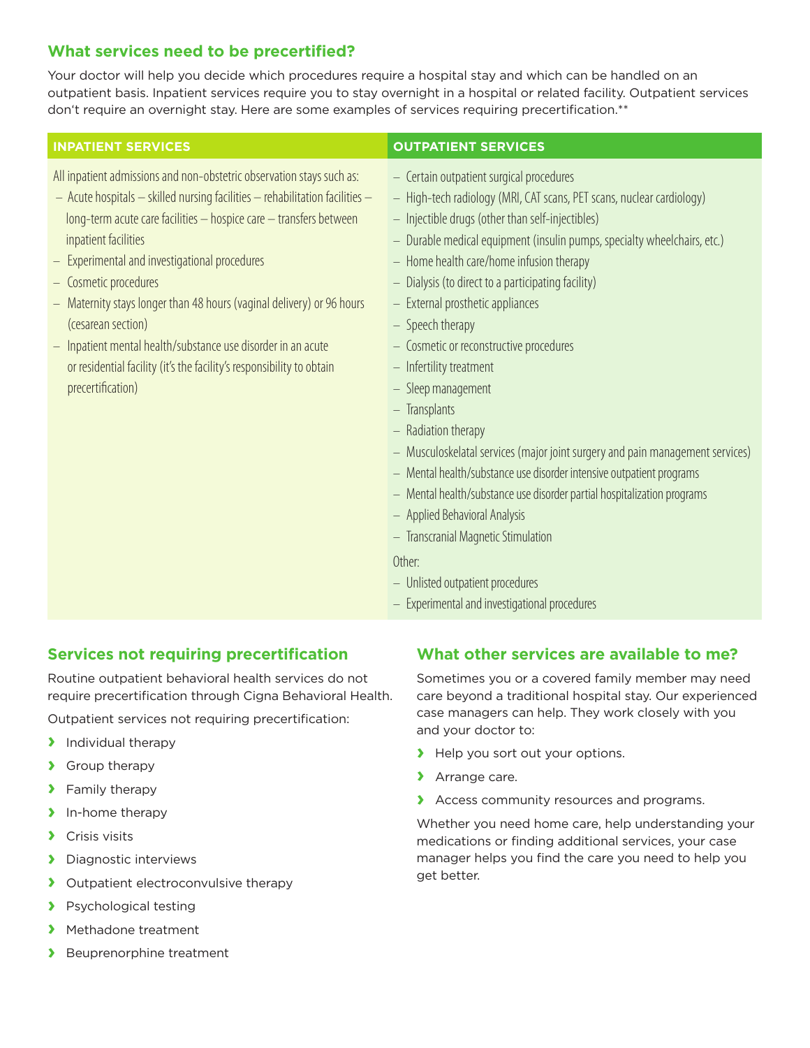## What services need to be precertified?

Your doctor will help you decide which procedures require a hospital stay and which can be handled on an outpatient basis. Inpatient services require you to stay overnight in a hospital or related facility. Outpatient services don't require an overnight stay. Here are some examples of services requiring precertification.**

| INPATIENT SERVICES | OUTPATIENT SERVICES |
|---|---|
| All inpatient admissions and non-obstetric observation stays such as:<br>– Acute hospitals – skilled nursing facilities – rehabilitation facilities – long-term acute care facilities – hospice care – transfers between inpatient facilities<br>– Experimental and investigational procedures<br>– Cosmetic procedures<br>– Maternity stays longer than 48 hours (vaginal delivery) or 96 hours (cesarean section)<br>– Inpatient mental health/substance use disorder in an acute or residential facility (it's the facility's responsibility to obtain precertification) | – Certain outpatient surgical procedures<br>– High-tech radiology (MRI, CAT scans, PET scans, nuclear cardiology)<br>– Injectible drugs (other than self-injectibles)<br>– Durable medical equipment (insulin pumps, specialty wheelchairs, etc.)<br>– Home health care/home infusion therapy<br>– Dialysis (to direct to a participating facility)<br>– External prosthetic appliances<br>– Speech therapy<br>– Cosmetic or reconstructive procedures<br>– Infertility treatment<br>– Sleep management<br>– Transplants<br>– Radiation therapy<br>– Musculoskelatal services (major joint surgery and pain management services)<br>– Mental health/substance use disorder intensive outpatient programs<br>– Mental health/substance use disorder partial hospitalization programs<br>– Applied Behavioral Analysis<br>– Transcranial Magnetic Stimulation<br>Other:<br>– Unlisted outpatient procedures<br>– Experimental and investigational procedures |

## Services not requiring precertification

Routine outpatient behavioral health services do not require precertification through Cigna Behavioral Health.

Outpatient services not requiring precertification:

- Individual therapy
- Group therapy
- Family therapy
- In-home therapy
- Crisis visits
- Diagnostic interviews
- Outpatient electroconvulsive therapy
- Psychological testing
- Methadone treatment
- Beuprenorphine treatment

## What other services are available to me?

Sometimes you or a covered family member may need care beyond a traditional hospital stay. Our experienced case managers can help. They work closely with you and your doctor to:

- Help you sort out your options.
- Arrange care.
- Access community resources and programs.

Whether you need home care, help understanding your medications or finding additional services, your case manager helps you find the care you need to help you get better.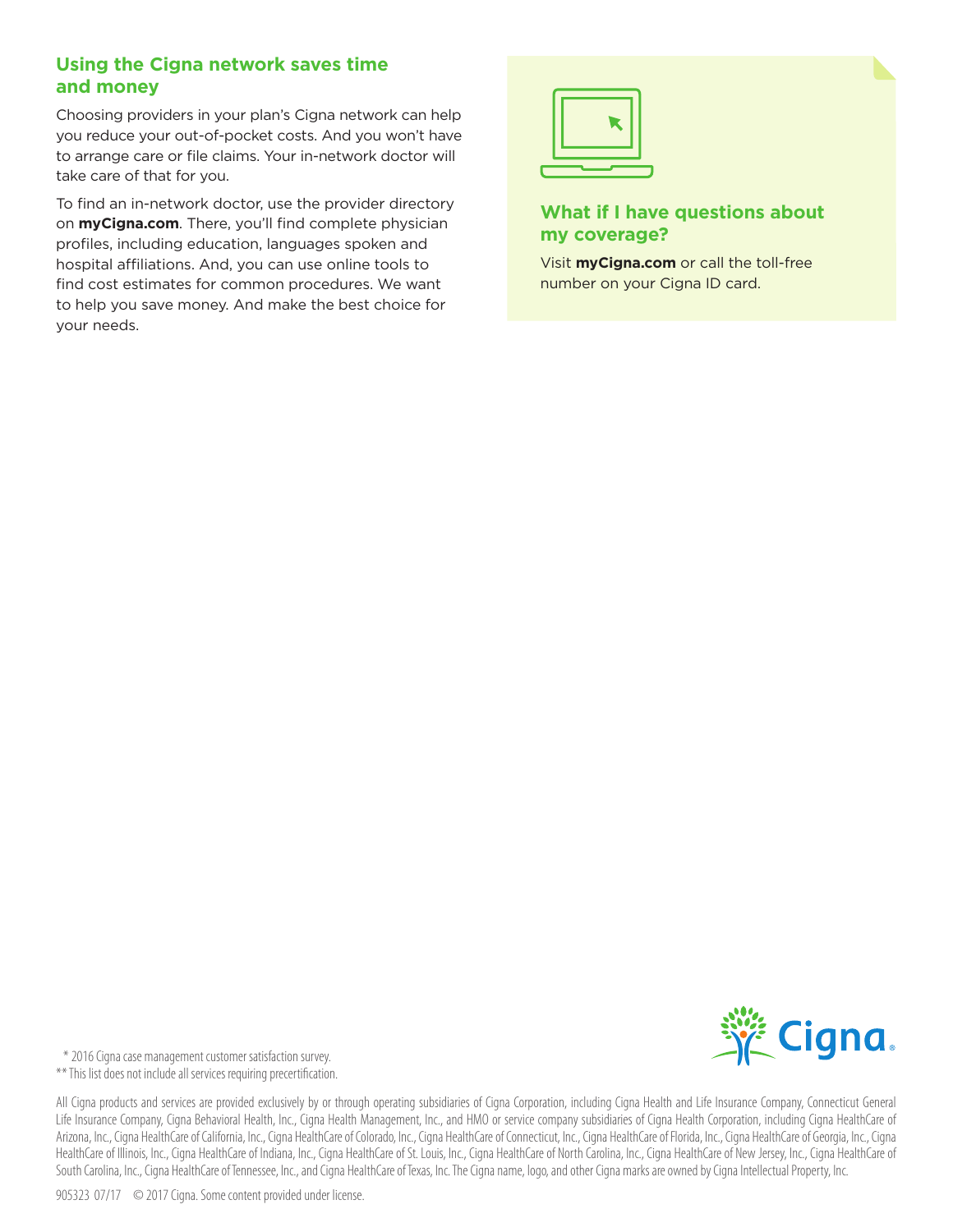## Using the Cigna network saves time and money

Choosing providers in your plan's Cigna network can help you reduce your out-of-pocket costs. And you won't have to arrange care or file claims. Your in-network doctor will take care of that for you.

To find an in-network doctor, use the provider directory on **myCigna.com**. There, you'll find complete physician profiles, including education, languages spoken and hospital affiliations. And, you can use online tools to find cost estimates for common procedures. We want to help you save money. And make the best choice for your needs.

## What if I have questions about my coverage?

Visit **myCigna.com** or call the toll-free number on your Cigna ID card.

\* 2016 Cigna case management customer satisfaction survey.

** This list does not include all services requiring precertification.

All Cigna products and services are provided exclusively by or through operating subsidiaries of Cigna Corporation, including Cigna Health and Life Insurance Company, Connecticut General Life Insurance Company, Cigna Behavioral Health, Inc., Cigna Health Management, Inc., and HMO or service company subsidiaries of Cigna Health Corporation, including Cigna HealthCare of Arizona, Inc., Cigna HealthCare of California, Inc., Cigna HealthCare of Colorado, Inc., Cigna HealthCare of Connecticut, Inc., Cigna HealthCare of Florida, Inc., Cigna HealthCare of Georgia, Inc., Cigna HealthCare of Illinois, Inc., Cigna HealthCare of Indiana, Inc., Cigna HealthCare of St. Louis, Inc., Cigna HealthCare of North Carolina, Inc., Cigna HealthCare of New Jersey, Inc., Cigna HealthCare of South Carolina, Inc., Cigna HealthCare of Tennessee, Inc., and Cigna HealthCare of Texas, Inc. The Cigna name, logo, and other Cigna marks are owned by Cigna Intellectual Property, Inc.

905323 07/17 © 2017 Cigna. Some content provided under license.